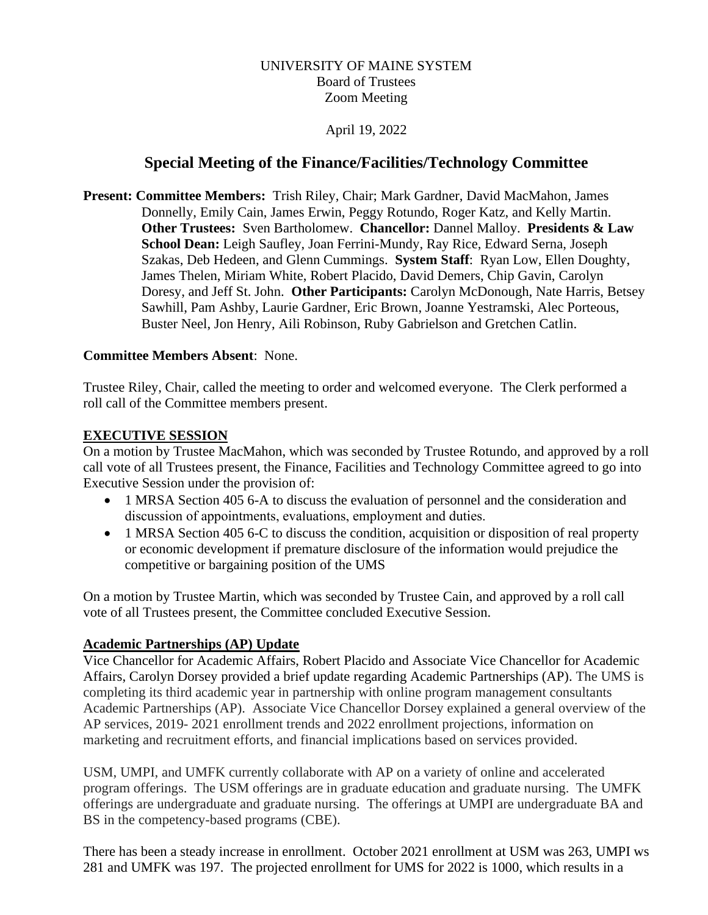UNIVERSITY OF MAINE SYSTEM
Board of Trustees
Zoom Meeting

April 19, 2022

# Special Meeting of the Finance/Facilities/Technology Committee

**Present: Committee Members:** Trish Riley, Chair; Mark Gardner, David MacMahon, James Donnelly, Emily Cain, James Erwin, Peggy Rotundo, Roger Katz, and Kelly Martin. **Other Trustees:** Sven Bartholomew. **Chancellor:** Dannel Malloy. **Presidents & Law School Dean:** Leigh Saufley, Joan Ferrini-Mundy, Ray Rice, Edward Serna, Joseph Szakas, Deb Hedeen, and Glenn Cummings. **System Staff**: Ryan Low, Ellen Doughty, James Thelen, Miriam White, Robert Placido, David Demers, Chip Gavin, Carolyn Doresy, and Jeff St. John. **Other Participants:** Carolyn McDonough, Nate Harris, Betsey Sawhill, Pam Ashby, Laurie Gardner, Eric Brown, Joanne Yestramski, Alec Porteous, Buster Neel, Jon Henry, Aili Robinson, Ruby Gabrielson and Gretchen Catlin.

**Committee Members Absent**: None.

Trustee Riley, Chair, called the meeting to order and welcomed everyone. The Clerk performed a roll call of the Committee members present.

## EXECUTIVE SESSION

On a motion by Trustee MacMahon, which was seconded by Trustee Rotundo, and approved by a roll call vote of all Trustees present, the Finance, Facilities and Technology Committee agreed to go into Executive Session under the provision of:

- 1 MRSA Section 405 6-A to discuss the evaluation of personnel and the consideration and discussion of appointments, evaluations, employment and duties.
- 1 MRSA Section 405 6-C to discuss the condition, acquisition or disposition of real property or economic development if premature disclosure of the information would prejudice the competitive or bargaining position of the UMS

On a motion by Trustee Martin, which was seconded by Trustee Cain, and approved by a roll call vote of all Trustees present, the Committee concluded Executive Session.

## Academic Partnerships (AP) Update

Vice Chancellor for Academic Affairs, Robert Placido and Associate Vice Chancellor for Academic Affairs, Carolyn Dorsey provided a brief update regarding Academic Partnerships (AP). The UMS is completing its third academic year in partnership with online program management consultants Academic Partnerships (AP). Associate Vice Chancellor Dorsey explained a general overview of the AP services, 2019- 2021 enrollment trends and 2022 enrollment projections, information on marketing and recruitment efforts, and financial implications based on services provided.

USM, UMPI, and UMFK currently collaborate with AP on a variety of online and accelerated program offerings. The USM offerings are in graduate education and graduate nursing. The UMFK offerings are undergraduate and graduate nursing. The offerings at UMPI are undergraduate BA and BS in the competency-based programs (CBE).

There has been a steady increase in enrollment. October 2021 enrollment at USM was 263, UMPI ws 281 and UMFK was 197. The projected enrollment for UMS for 2022 is 1000, which results in a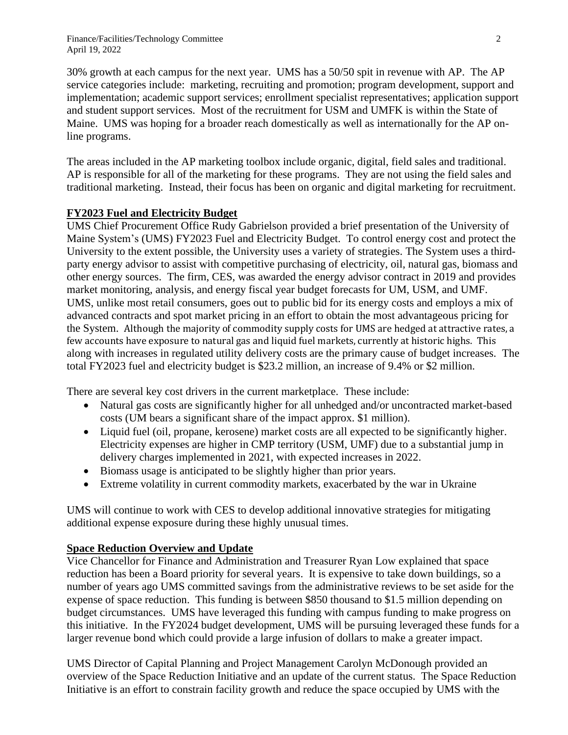30% growth at each campus for the next year. UMS has a 50/50 spit in revenue with AP. The AP service categories include: marketing, recruiting and promotion; program development, support and implementation; academic support services; enrollment specialist representatives; application support and student support services. Most of the recruitment for USM and UMFK is within the State of Maine. UMS was hoping for a broader reach domestically as well as internationally for the AP on-line programs.

The areas included in the AP marketing toolbox include organic, digital, field sales and traditional. AP is responsible for all of the marketing for these programs. They are not using the field sales and traditional marketing. Instead, their focus has been on organic and digital marketing for recruitment.

**FY2023 Fuel and Electricity Budget**

UMS Chief Procurement Office Rudy Gabrielson provided a brief presentation of the University of Maine System's (UMS) FY2023 Fuel and Electricity Budget. To control energy cost and protect the University to the extent possible, the University uses a variety of strategies. The System uses a third-party energy advisor to assist with competitive purchasing of electricity, oil, natural gas, biomass and other energy sources. The firm, CES, was awarded the energy advisor contract in 2019 and provides market monitoring, analysis, and energy fiscal year budget forecasts for UM, USM, and UMF. UMS, unlike most retail consumers, goes out to public bid for its energy costs and employs a mix of advanced contracts and spot market pricing in an effort to obtain the most advantageous pricing for the System. Although the majority of commodity supply costs for UMS are hedged at attractive rates, a few accounts have exposure to natural gas and liquid fuel markets, currently at historic highs. This along with increases in regulated utility delivery costs are the primary cause of budget increases. The total FY2023 fuel and electricity budget is $23.2 million, an increase of 9.4% or $2 million.

There are several key cost drivers in the current marketplace. These include:

- Natural gas costs are significantly higher for all unhedged and/or uncontracted market-based costs (UM bears a significant share of the impact approx. $1 million).
- Liquid fuel (oil, propane, kerosene) market costs are all expected to be significantly higher. Electricity expenses are higher in CMP territory (USM, UMF) due to a substantial jump in delivery charges implemented in 2021, with expected increases in 2022.
- Biomass usage is anticipated to be slightly higher than prior years.
- Extreme volatility in current commodity markets, exacerbated by the war in Ukraine

UMS will continue to work with CES to develop additional innovative strategies for mitigating additional expense exposure during these highly unusual times.

**Space Reduction Overview and Update**

Vice Chancellor for Finance and Administration and Treasurer Ryan Low explained that space reduction has been a Board priority for several years. It is expensive to take down buildings, so a number of years ago UMS committed savings from the administrative reviews to be set aside for the expense of space reduction. This funding is between $850 thousand to $1.5 million depending on budget circumstances. UMS have leveraged this funding with campus funding to make progress on this initiative. In the FY2024 budget development, UMS will be pursuing leveraged these funds for a larger revenue bond which could provide a large infusion of dollars to make a greater impact.

UMS Director of Capital Planning and Project Management Carolyn McDonough provided an overview of the Space Reduction Initiative and an update of the current status. The Space Reduction Initiative is an effort to constrain facility growth and reduce the space occupied by UMS with the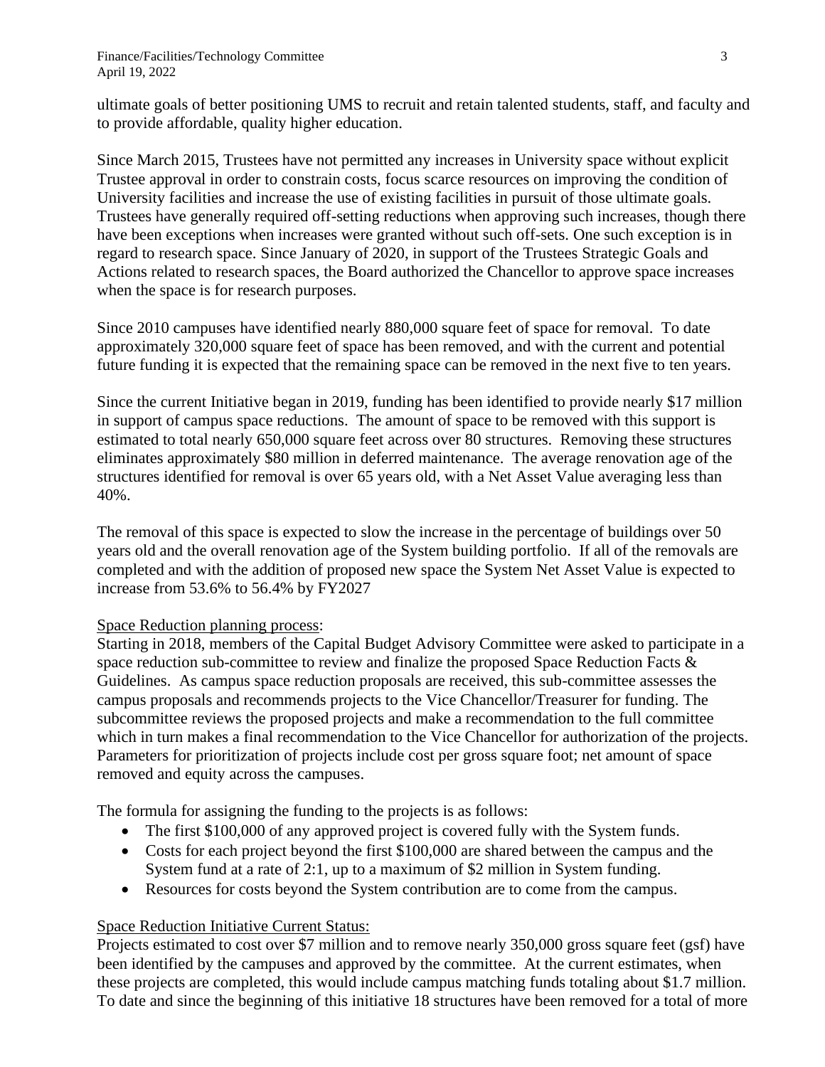ultimate goals of better positioning UMS to recruit and retain talented students, staff, and faculty and to provide affordable, quality higher education.

Since March 2015, Trustees have not permitted any increases in University space without explicit Trustee approval in order to constrain costs, focus scarce resources on improving the condition of University facilities and increase the use of existing facilities in pursuit of those ultimate goals. Trustees have generally required off-setting reductions when approving such increases, though there have been exceptions when increases were granted without such off-sets. One such exception is in regard to research space. Since January of 2020, in support of the Trustees Strategic Goals and Actions related to research spaces, the Board authorized the Chancellor to approve space increases when the space is for research purposes.

Since 2010 campuses have identified nearly 880,000 square feet of space for removal. To date approximately 320,000 square feet of space has been removed, and with the current and potential future funding it is expected that the remaining space can be removed in the next five to ten years.

Since the current Initiative began in 2019, funding has been identified to provide nearly $17 million in support of campus space reductions. The amount of space to be removed with this support is estimated to total nearly 650,000 square feet across over 80 structures. Removing these structures eliminates approximately $80 million in deferred maintenance. The average renovation age of the structures identified for removal is over 65 years old, with a Net Asset Value averaging less than 40%.

The removal of this space is expected to slow the increase in the percentage of buildings over 50 years old and the overall renovation age of the System building portfolio. If all of the removals are completed and with the addition of proposed new space the System Net Asset Value is expected to increase from 53.6% to 56.4% by FY2027

Space Reduction planning process:

Starting in 2018, members of the Capital Budget Advisory Committee were asked to participate in a space reduction sub-committee to review and finalize the proposed Space Reduction Facts & Guidelines. As campus space reduction proposals are received, this sub-committee assesses the campus proposals and recommends projects to the Vice Chancellor/Treasurer for funding. The subcommittee reviews the proposed projects and make a recommendation to the full committee which in turn makes a final recommendation to the Vice Chancellor for authorization of the projects. Parameters for prioritization of projects include cost per gross square foot; net amount of space removed and equity across the campuses.

The formula for assigning the funding to the projects is as follows:

- The first $100,000 of any approved project is covered fully with the System funds.
- Costs for each project beyond the first $100,000 are shared between the campus and the System fund at a rate of 2:1, up to a maximum of $2 million in System funding.
- Resources for costs beyond the System contribution are to come from the campus.

Space Reduction Initiative Current Status:

Projects estimated to cost over $7 million and to remove nearly 350,000 gross square feet (gsf) have been identified by the campuses and approved by the committee. At the current estimates, when these projects are completed, this would include campus matching funds totaling about $1.7 million. To date and since the beginning of this initiative 18 structures have been removed for a total of more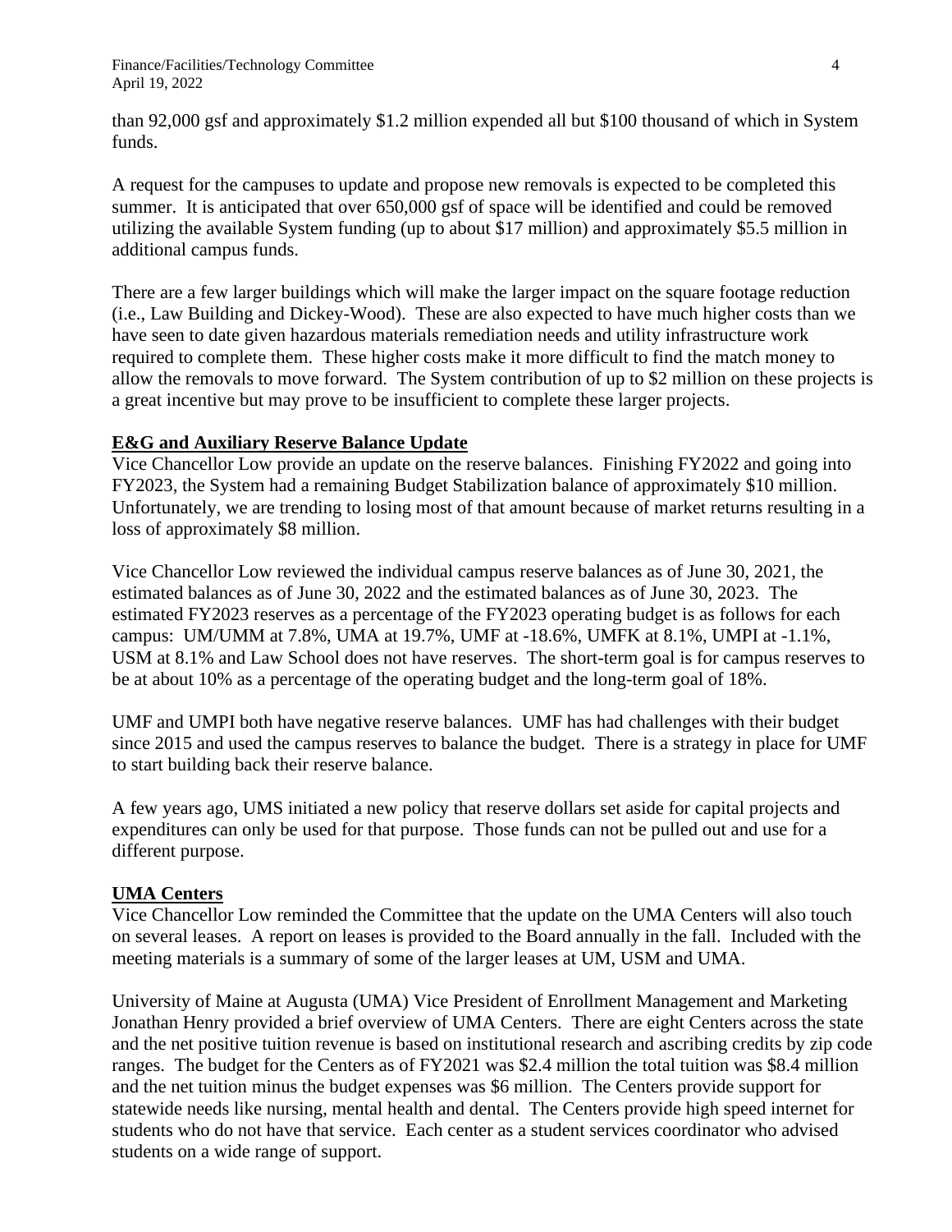than 92,000 gsf and approximately $1.2 million expended all but $100 thousand of which in System funds.

A request for the campuses to update and propose new removals is expected to be completed this summer. It is anticipated that over 650,000 gsf of space will be identified and could be removed utilizing the available System funding (up to about $17 million) and approximately $5.5 million in additional campus funds.

There are a few larger buildings which will make the larger impact on the square footage reduction (i.e., Law Building and Dickey-Wood). These are also expected to have much higher costs than we have seen to date given hazardous materials remediation needs and utility infrastructure work required to complete them. These higher costs make it more difficult to find the match money to allow the removals to move forward. The System contribution of up to $2 million on these projects is a great incentive but may prove to be insufficient to complete these larger projects.

**E&G and Auxiliary Reserve Balance Update**

Vice Chancellor Low provide an update on the reserve balances. Finishing FY2022 and going into FY2023, the System had a remaining Budget Stabilization balance of approximately $10 million. Unfortunately, we are trending to losing most of that amount because of market returns resulting in a loss of approximately $8 million.

Vice Chancellor Low reviewed the individual campus reserve balances as of June 30, 2021, the estimated balances as of June 30, 2022 and the estimated balances as of June 30, 2023. The estimated FY2023 reserves as a percentage of the FY2023 operating budget is as follows for each campus: UM/UMM at 7.8%, UMA at 19.7%, UMF at -18.6%, UMFK at 8.1%, UMPI at -1.1%, USM at 8.1% and Law School does not have reserves. The short-term goal is for campus reserves to be at about 10% as a percentage of the operating budget and the long-term goal of 18%.

UMF and UMPI both have negative reserve balances. UMF has had challenges with their budget since 2015 and used the campus reserves to balance the budget. There is a strategy in place for UMF to start building back their reserve balance.

A few years ago, UMS initiated a new policy that reserve dollars set aside for capital projects and expenditures can only be used for that purpose. Those funds can not be pulled out and use for a different purpose.

**UMA Centers**

Vice Chancellor Low reminded the Committee that the update on the UMA Centers will also touch on several leases. A report on leases is provided to the Board annually in the fall. Included with the meeting materials is a summary of some of the larger leases at UM, USM and UMA.

University of Maine at Augusta (UMA) Vice President of Enrollment Management and Marketing Jonathan Henry provided a brief overview of UMA Centers. There are eight Centers across the state and the net positive tuition revenue is based on institutional research and ascribing credits by zip code ranges. The budget for the Centers as of FY2021 was $2.4 million the total tuition was $8.4 million and the net tuition minus the budget expenses was $6 million. The Centers provide support for statewide needs like nursing, mental health and dental. The Centers provide high speed internet for students who do not have that service. Each center as a student services coordinator who advised students on a wide range of support.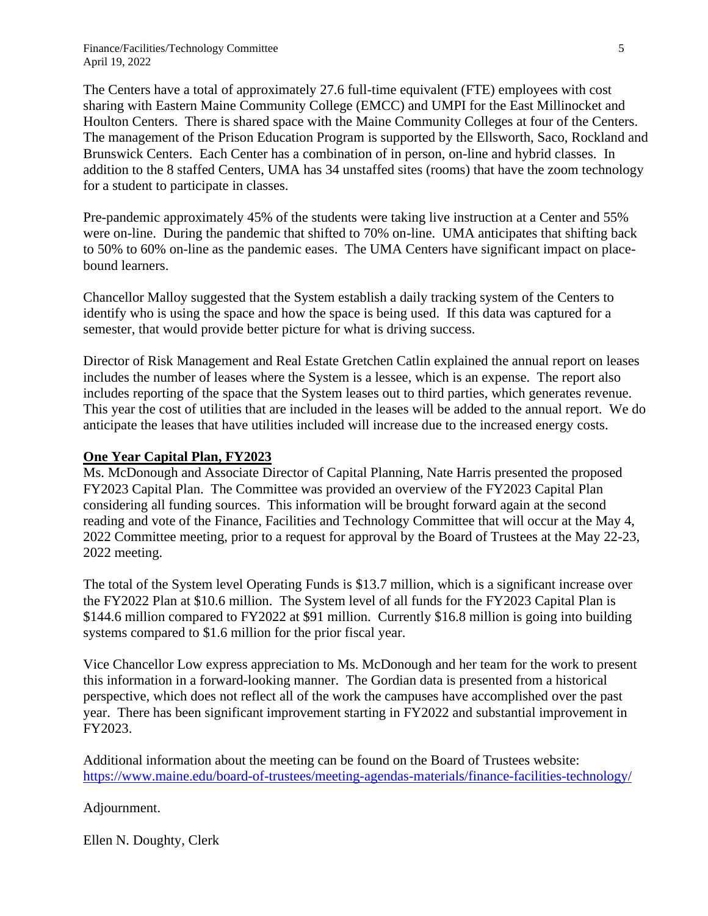The Centers have a total of approximately 27.6 full-time equivalent (FTE) employees with cost sharing with Eastern Maine Community College (EMCC) and UMPI for the East Millinocket and Houlton Centers. There is shared space with the Maine Community Colleges at four of the Centers. The management of the Prison Education Program is supported by the Ellsworth, Saco, Rockland and Brunswick Centers. Each Center has a combination of in person, on-line and hybrid classes. In addition to the 8 staffed Centers, UMA has 34 unstaffed sites (rooms) that have the zoom technology for a student to participate in classes.

Pre-pandemic approximately 45% of the students were taking live instruction at a Center and 55% were on-line. During the pandemic that shifted to 70% on-line. UMA anticipates that shifting back to 50% to 60% on-line as the pandemic eases. The UMA Centers have significant impact on place-bound learners.

Chancellor Malloy suggested that the System establish a daily tracking system of the Centers to identify who is using the space and how the space is being used. If this data was captured for a semester, that would provide better picture for what is driving success.

Director of Risk Management and Real Estate Gretchen Catlin explained the annual report on leases includes the number of leases where the System is a lessee, which is an expense. The report also includes reporting of the space that the System leases out to third parties, which generates revenue. This year the cost of utilities that are included in the leases will be added to the annual report. We do anticipate the leases that have utilities included will increase due to the increased energy costs.

**One Year Capital Plan, FY2023**

Ms. McDonough and Associate Director of Capital Planning, Nate Harris presented the proposed FY2023 Capital Plan. The Committee was provided an overview of the FY2023 Capital Plan considering all funding sources. This information will be brought forward again at the second reading and vote of the Finance, Facilities and Technology Committee that will occur at the May 4, 2022 Committee meeting, prior to a request for approval by the Board of Trustees at the May 22-23, 2022 meeting.

The total of the System level Operating Funds is $13.7 million, which is a significant increase over the FY2022 Plan at $10.6 million. The System level of all funds for the FY2023 Capital Plan is $144.6 million compared to FY2022 at $91 million. Currently $16.8 million is going into building systems compared to $1.6 million for the prior fiscal year.

Vice Chancellor Low express appreciation to Ms. McDonough and her team for the work to present this information in a forward-looking manner. The Gordian data is presented from a historical perspective, which does not reflect all of the work the campuses have accomplished over the past year. There has been significant improvement starting in FY2022 and substantial improvement in FY2023.

Additional information about the meeting can be found on the Board of Trustees website:
https://www.maine.edu/board-of-trustees/meeting-agendas-materials/finance-facilities-technology/

Adjournment.

Ellen N. Doughty, Clerk